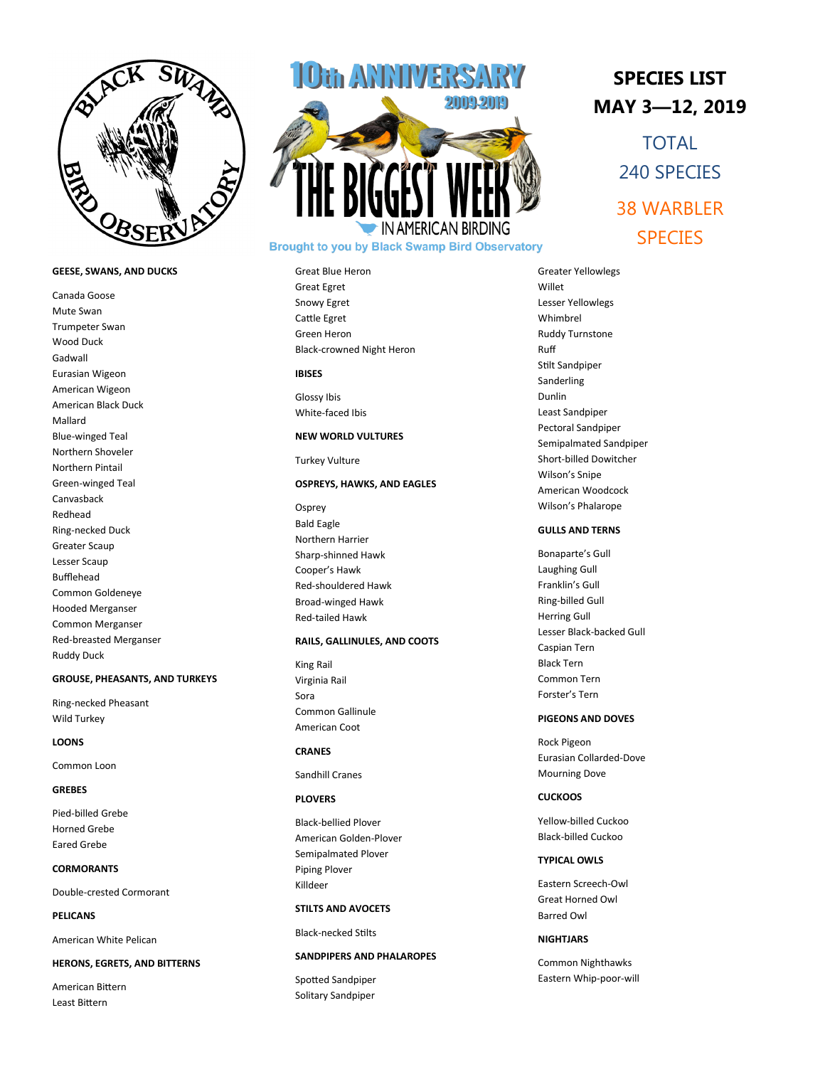# 10th ANNIVERSARY 2009-2019

# THE BIGGEST WEEK IN AMERICAN BIRDING

Brought to you by Black Swamp Bird Observatory

## SPECIES LIST
## MAY 3—12, 2019

TOTAL
240 SPECIES

38 WARBLER SPECIES

**GEESE, SWANS, AND DUCKS**

Canada Goose
Mute Swan
Trumpeter Swan
Wood Duck
Gadwall
Eurasian Wigeon
American Wigeon
American Black Duck
Mallard
Blue-winged Teal
Northern Shoveler
Northern Pintail
Green-winged Teal
Canvasback
Redhead
Ring-necked Duck
Greater Scaup
Lesser Scaup
Bufflehead
Common Goldeneye
Hooded Merganser
Common Merganser
Red-breasted Merganser
Ruddy Duck

**GROUSE, PHEASANTS, AND TURKEYS**

Ring-necked Pheasant
Wild Turkey

**LOONS**

Common Loon

**GREBES**

Pied-billed Grebe
Horned Grebe
Eared Grebe

**CORMORANTS**

Double-crested Cormorant

**PELICANS**

American White Pelican

**HERONS, EGRETS, AND BITTERNS**

American Bittern
Least Bittern
Great Blue Heron
Great Egret
Snowy Egret
Cattle Egret
Green Heron
Black-crowned Night Heron

**IBISES**

Glossy Ibis
White-faced Ibis

**NEW WORLD VULTURES**

Turkey Vulture

**OSPREYS, HAWKS, AND EAGLES**

Osprey
Bald Eagle
Northern Harrier
Sharp-shinned Hawk
Cooper's Hawk
Red-shouldered Hawk
Broad-winged Hawk
Red-tailed Hawk

**RAILS, GALLINULES, AND COOTS**

King Rail
Virginia Rail
Sora
Common Gallinule
American Coot

**CRANES**

Sandhill Cranes

**PLOVERS**

Black-bellied Plover
American Golden-Plover
Semipalmated Plover
Piping Plover
Killdeer

**STILTS AND AVOCETS**

Black-necked Stilts

**SANDPIPERS AND PHALAROPES**

Spotted Sandpiper
Solitary Sandpiper
Greater Yellowlegs
Willet
Lesser Yellowlegs
Whimbrel
Ruddy Turnstone
Ruff
Stilt Sandpiper
Sanderling
Dunlin
Least Sandpiper
Pectoral Sandpiper
Semipalmated Sandpiper
Short-billed Dowitcher
Wilson's Snipe
American Woodcock
Wilson's Phalarope

**GULLS AND TERNS**

Bonaparte's Gull
Laughing Gull
Franklin's Gull
Ring-billed Gull
Herring Gull
Lesser Black-backed Gull
Caspian Tern
Black Tern
Common Tern
Forster's Tern

**PIGEONS AND DOVES**

Rock Pigeon
Eurasian Collarded-Dove
Mourning Dove

**CUCKOOS**

Yellow-billed Cuckoo
Black-billed Cuckoo

**TYPICAL OWLS**

Eastern Screech-Owl
Great Horned Owl
Barred Owl

**NIGHTJARS**

Common Nighthawks
Eastern Whip-poor-will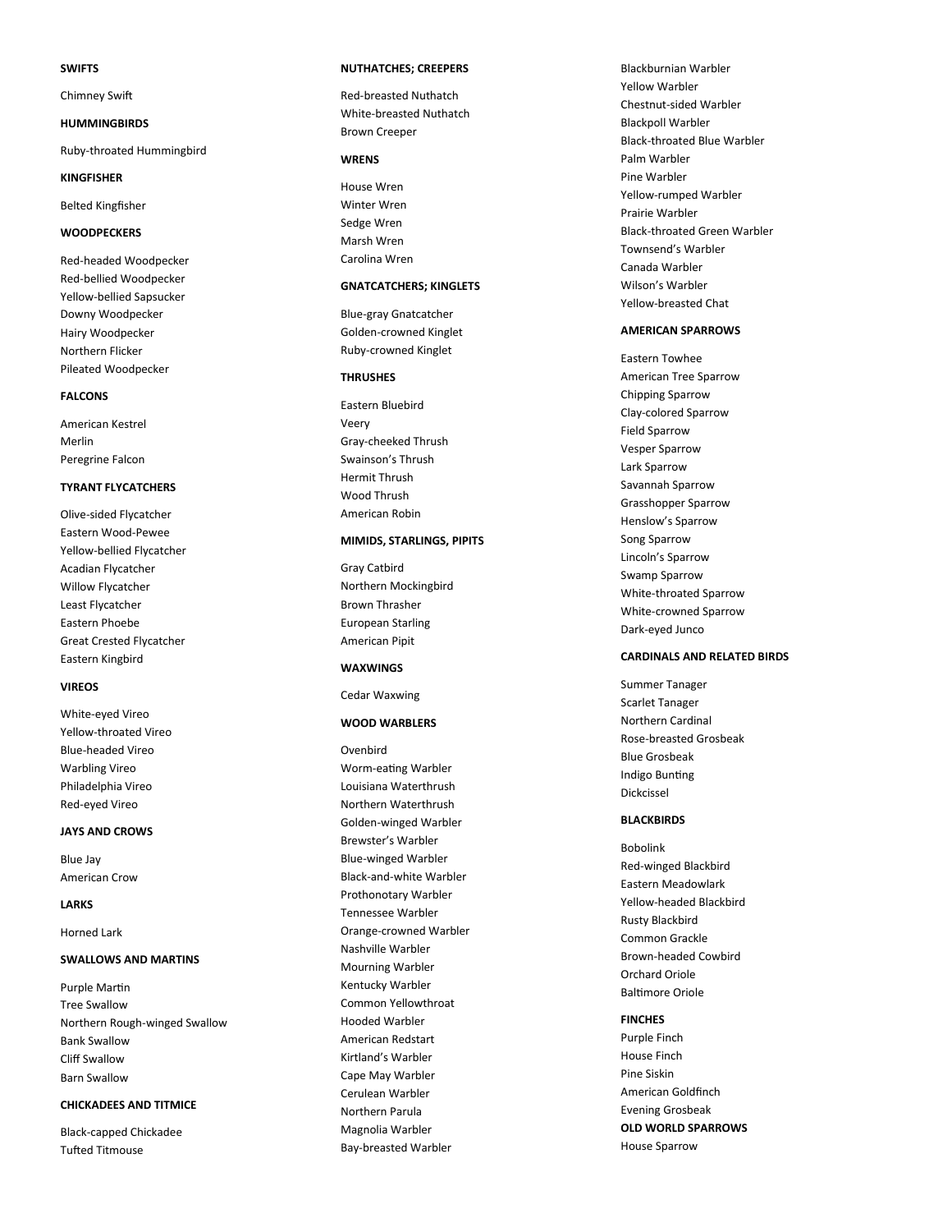**SWIFTS**

Chimney Swift

**HUMMINGBIRDS**

Ruby-throated Hummingbird

**KINGFISHER**

Belted Kingfisher

**WOODPECKERS**

Red-headed Woodpecker
Red-bellied Woodpecker
Yellow-bellied Sapsucker
Downy Woodpecker
Hairy Woodpecker
Northern Flicker
Pileated Woodpecker

**FALCONS**

American Kestrel
Merlin
Peregrine Falcon

**TYRANT FLYCATCHERS**

Olive-sided Flycatcher
Eastern Wood-Pewee
Yellow-bellied Flycatcher
Acadian Flycatcher
Willow Flycatcher
Least Flycatcher
Eastern Phoebe
Great Crested Flycatcher
Eastern Kingbird

**VIREOS**

White-eyed Vireo
Yellow-throated Vireo
Blue-headed Vireo
Warbling Vireo
Philadelphia Vireo
Red-eyed Vireo

**JAYS AND CROWS**

Blue Jay
American Crow

**LARKS**

Horned Lark

**SWALLOWS AND MARTINS**

Purple Martin
Tree Swallow
Northern Rough-winged Swallow
Bank Swallow
Cliff Swallow
Barn Swallow

**CHICKADEES AND TITMICE**

Black-capped Chickadee
Tufted Titmouse

**NUTHATCHES; CREEPERS**

Red-breasted Nuthatch
White-breasted Nuthatch
Brown Creeper

**WRENS**

House Wren
Winter Wren
Sedge Wren
Marsh Wren
Carolina Wren

**GNATCATCHERS; KINGLETS**

Blue-gray Gnatcatcher
Golden-crowned Kinglet
Ruby-crowned Kinglet

**THRUSHES**

Eastern Bluebird
Veery
Gray-cheeked Thrush
Swainson's Thrush
Hermit Thrush
Wood Thrush
American Robin

**MIMIDS, STARLINGS, PIPITS**

Gray Catbird
Northern Mockingbird
Brown Thrasher
European Starling
American Pipit

**WAXWINGS**

Cedar Waxwing

**WOOD WARBLERS**

Ovenbird
Worm-eating Warbler
Louisiana Waterthrush
Northern Waterthrush
Golden-winged Warbler
Brewster's Warbler
Blue-winged Warbler
Black-and-white Warbler
Prothonotary Warbler
Tennessee Warbler
Orange-crowned Warbler
Nashville Warbler
Mourning Warbler
Kentucky Warbler
Common Yellowthroat
Hooded Warbler
American Redstart
Kirtland's Warbler
Cape May Warbler
Cerulean Warbler
Northern Parula
Magnolia Warbler
Bay-breasted Warbler
Blackburnian Warbler
Yellow Warbler
Chestnut-sided Warbler
Blackpoll Warbler
Black-throated Blue Warbler
Palm Warbler
Pine Warbler
Yellow-rumped Warbler
Prairie Warbler
Black-throated Green Warbler
Townsend's Warbler
Canada Warbler
Wilson's Warbler
Yellow-breasted Chat

**AMERICAN SPARROWS**

Eastern Towhee
American Tree Sparrow
Chipping Sparrow
Clay-colored Sparrow
Field Sparrow
Vesper Sparrow
Lark Sparrow
Savannah Sparrow
Grasshopper Sparrow
Henslow's Sparrow
Song Sparrow
Lincoln's Sparrow
Swamp Sparrow
White-throated Sparrow
White-crowned Sparrow
Dark-eyed Junco

**CARDINALS AND RELATED BIRDS**

Summer Tanager
Scarlet Tanager
Northern Cardinal
Rose-breasted Grosbeak
Blue Grosbeak
Indigo Bunting
Dickcissel

**BLACKBIRDS**

Bobolink
Red-winged Blackbird
Eastern Meadowlark
Yellow-headed Blackbird
Rusty Blackbird
Common Grackle
Brown-headed Cowbird
Orchard Oriole
Baltimore Oriole

**FINCHES**

Purple Finch
House Finch
Pine Siskin
American Goldfinch
Evening Grosbeak

**OLD WORLD SPARROWS**

House Sparrow